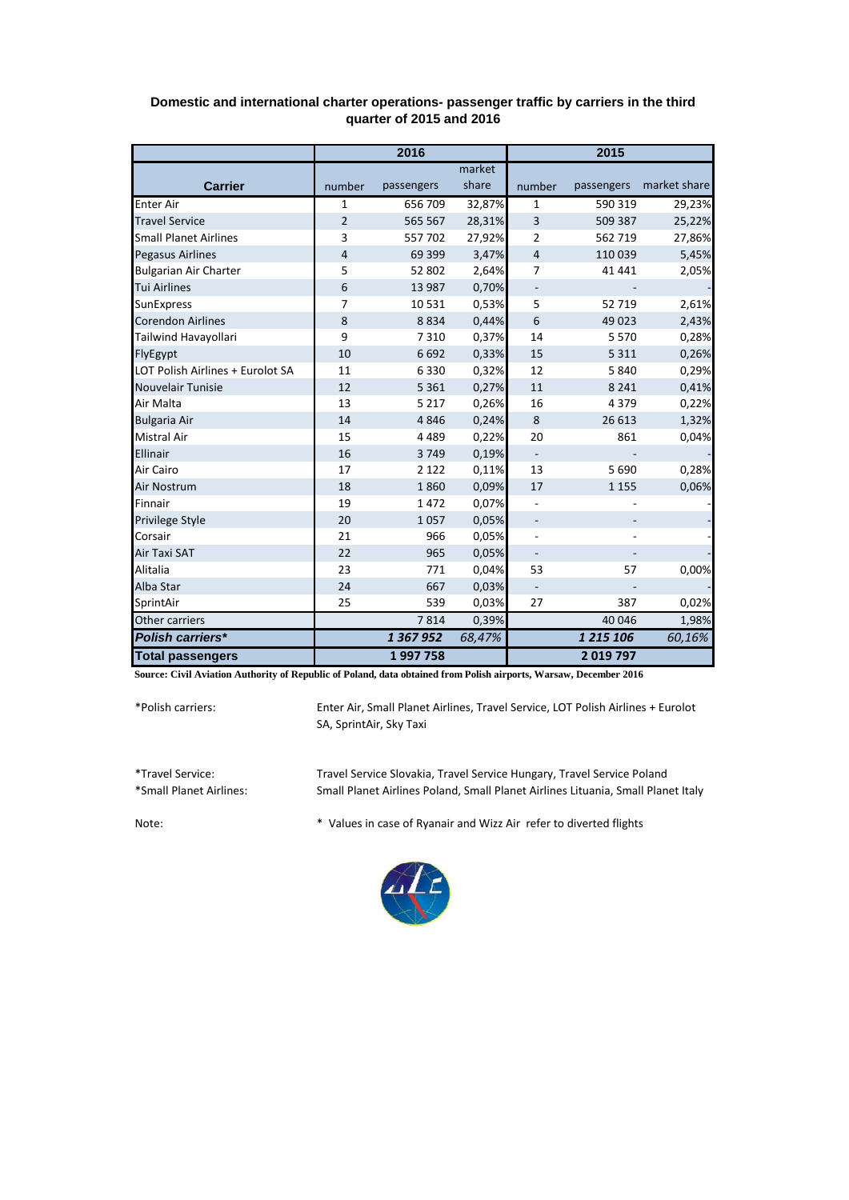**Domestic and international charter operations- passenger traffic by carriers in the third quarter of 2015 and 2016**

| Carrier | 2016 | | | 2015 | | |
|---|---|---|---|---|---|---|
| | number | passengers | market share | number | passengers | market share |
| Enter Air | 1 | 656 709 | 32,87% | 1 | 590 319 | 29,23% |
| Travel Service | 2 | 565 567 | 28,31% | 3 | 509 387 | 25,22% |
| Small Planet Airlines | 3 | 557 702 | 27,92% | 2 | 562 719 | 27,86% |
| Pegasus Airlines | 4 | 69 399 | 3,47% | 4 | 110 039 | 5,45% |
| Bulgarian Air Charter | 5 | 52 802 | 2,64% | 7 | 41 441 | 2,05% |
| Tui Airlines | 6 | 13 987 | 0,70% | - | - | - |
| SunExpress | 7 | 10 531 | 0,53% | 5 | 52 719 | 2,61% |
| Corendon Airlines | 8 | 8 834 | 0,44% | 6 | 49 023 | 2,43% |
| Tailwind Havayollari | 9 | 7 310 | 0,37% | 14 | 5 570 | 0,28% |
| FlyEgypt | 10 | 6 692 | 0,33% | 15 | 5 311 | 0,26% |
| LOT Polish Airlines + Eurolot SA | 11 | 6 330 | 0,32% | 12 | 5 840 | 0,29% |
| Nouvelair Tunisie | 12 | 5 361 | 0,27% | 11 | 8 241 | 0,41% |
| Air Malta | 13 | 5 217 | 0,26% | 16 | 4 379 | 0,22% |
| Bulgaria Air | 14 | 4 846 | 0,24% | 8 | 26 613 | 1,32% |
| Mistral Air | 15 | 4 489 | 0,22% | 20 | 861 | 0,04% |
| Ellinair | 16 | 3 749 | 0,19% | - | - | - |
| Air Cairo | 17 | 2 122 | 0,11% | 13 | 5 690 | 0,28% |
| Air Nostrum | 18 | 1 860 | 0,09% | 17 | 1 155 | 0,06% |
| Finnair | 19 | 1 472 | 0,07% | - | - | - |
| Privilege Style | 20 | 1 057 | 0,05% | - | - | - |
| Corsair | 21 | 966 | 0,05% | - | - | - |
| Air Taxi SAT | 22 | 965 | 0,05% | - | - | - |
| Alitalia | 23 | 771 | 0,04% | 53 | 57 | 0,00% |
| Alba Star | 24 | 667 | 0,03% | - | - | - |
| SprintAir | 25 | 539 | 0,03% | 27 | 387 | 0,02% |
| Other carriers | | 7 814 | 0,39% | | 40 046 | 1,98% |
| ***Polish carriers**** | | ***1 367 952*** | *68,47%* | | ***1 215 106*** | *60,16%* |
| **Total passengers** | | **1 997 758** | | | **2 019 797** | |

**Source: Civil Aviation Authority of Republic of Poland, data obtained from Polish airports, Warsaw, December 2016**

*Polish carriers: Enter Air, Small Planet Airlines, Travel Service, LOT Polish Airlines + Eurolot SA, SprintAir, Sky Taxi

*Travel Service: Travel Service Slovakia, Travel Service Hungary, Travel Service Poland

*Small Planet Airlines: Small Planet Airlines Poland, Small Planet Airlines Lituania, Small Planet Italy

Note: * Values in case of Ryanair and Wizz Air refer to diverted flights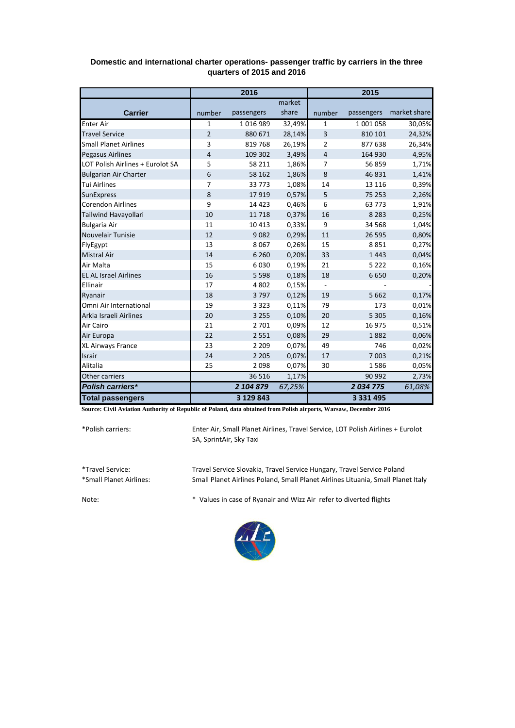### Domestic and international charter operations- passenger traffic by carriers in the three quarters of 2015 and 2016

| | 2016 | | | 2015 | | |
|---|---|---|---|---|---|---|
| Carrier | number | passengers | market share | number | passengers | market share |
| Enter Air | 1 | 1 016 989 | 32,49% | 1 | 1 001 058 | 30,05% |
| Travel Service | 2 | 880 671 | 28,14% | 3 | 810 101 | 24,32% |
| Small Planet Airlines | 3 | 819 768 | 26,19% | 2 | 877 638 | 26,34% |
| Pegasus Airlines | 4 | 109 302 | 3,49% | 4 | 164 930 | 4,95% |
| LOT Polish Airlines + Eurolot SA | 5 | 58 211 | 1,86% | 7 | 56 859 | 1,71% |
| Bulgarian Air Charter | 6 | 58 162 | 1,86% | 8 | 46 831 | 1,41% |
| Tui Airlines | 7 | 33 773 | 1,08% | 14 | 13 116 | 0,39% |
| SunExpress | 8 | 17 919 | 0,57% | 5 | 75 253 | 2,26% |
| Corendon Airlines | 9 | 14 423 | 0,46% | 6 | 63 773 | 1,91% |
| Tailwind Havayollari | 10 | 11 718 | 0,37% | 16 | 8 283 | 0,25% |
| Bulgaria Air | 11 | 10 413 | 0,33% | 9 | 34 568 | 1,04% |
| Nouvelair Tunisie | 12 | 9 082 | 0,29% | 11 | 26 595 | 0,80% |
| FlyEgypt | 13 | 8 067 | 0,26% | 15 | 8 851 | 0,27% |
| Mistral Air | 14 | 6 260 | 0,20% | 33 | 1 443 | 0,04% |
| Air Malta | 15 | 6 030 | 0,19% | 21 | 5 222 | 0,16% |
| EL AL Israel Airlines | 16 | 5 598 | 0,18% | 18 | 6 650 | 0,20% |
| Ellinair | 17 | 4 802 | 0,15% | - | - | - |
| Ryanair | 18 | 3 797 | 0,12% | 19 | 5 662 | 0,17% |
| Omni Air International | 19 | 3 323 | 0,11% | 79 | 173 | 0,01% |
| Arkia Israeli Airlines | 20 | 3 255 | 0,10% | 20 | 5 305 | 0,16% |
| Air Cairo | 21 | 2 701 | 0,09% | 12 | 16 975 | 0,51% |
| Air Europa | 22 | 2 551 | 0,08% | 29 | 1 882 | 0,06% |
| XL Airways France | 23 | 2 209 | 0,07% | 49 | 746 | 0,02% |
| Israir | 24 | 2 205 | 0,07% | 17 | 7 003 | 0,21% |
| Alitalia | 25 | 2 098 | 0,07% | 30 | 1 586 | 0,05% |
| Other carriers | | 36 516 | 1,17% | | 90 992 | 2,73% |
| ***Polish carriers**** | | ***2 104 879*** | *67,25%* | | ***2 034 775*** | *61,08%* |
| **Total passengers** | | **3 129 843** | | | **3 331 495** | |

**Source: Civil Aviation Authority of Republic of Poland, data obtained from Polish airports, Warsaw, December 2016**

*Polish carriers: Enter Air, Small Planet Airlines, Travel Service, LOT Polish Airlines + Eurolot SA, SprintAir, Sky Taxi

*Travel Service: Travel Service Slovakia, Travel Service Hungary, Travel Service Poland

*Small Planet Airlines: Small Planet Airlines Poland, Small Planet Airlines Lituania, Small Planet Italy

Note: * Values in case of Ryanair and Wizz Air refer to diverted flights